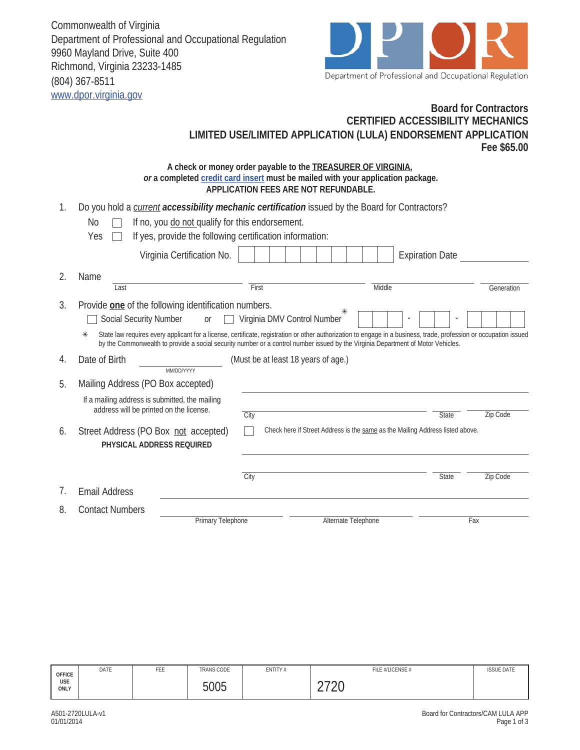Commonwealth of Virginia
Department of Professional and Occupational Regulation
9960 Mayland Drive, Suite 400
Richmond, Virginia 23233-1485
(804) 367-8511
www.dpor.virginia.gov

Department of Professional and Occupational Regulation

## Board for Contractors
## CERTIFIED ACCESSIBILITY MECHANICS
## LIMITED USE/LIMITED APPLICATION (LULA) ENDORSEMENT APPLICATION
## Fee $65.00

**A check or money order payable to the TREASURER OF VIRGINIA,**
***or* a completed credit card insert must be mailed with your application package.**
**APPLICATION FEES ARE NOT REFUNDABLE.**

1. Do you hold a *current* ***accessibility mechanic certification*** issued by the Board for Contractors?
   - No ☐ If no, you do not qualify for this endorsement.
   - Yes ☐ If yes, provide the following certification information:

   Virginia Certification No. ____________ Expiration Date ____________

2. Name ____________ ____________ ____________ ____________
   Last / First / Middle / Generation

3. Provide **one** of the following identification numbers.
   ☐ Social Security Number or ☐ Virginia DMV Control Number* ___ - ___ - ____

   \* State law requires every applicant for a license, certificate, registration or other authorization to engage in a business, trade, profession or occupation issued by the Commonwealth to provide a social security number or a control number issued by the Virginia Department of Motor Vehicles.

4. Date of Birth ____________ (MM/DD/YYYY) (Must be at least 18 years of age.)

5. Mailing Address (PO Box accepted) ____________
   If a mailing address is submitted, the mailing address will be printed on the license.
   City ____________ State ____ Zip Code ____

6. Street Address (PO Box not accepted) ☐ Check here if Street Address is the same as the Mailing Address listed above.
   **PHYSICAL ADDRESS REQUIRED**
   ____________
   City ____________ State ____ Zip Code ____

7. Email Address ____________

8. Contact Numbers ____________ ____________ ____________
   Primary Telephone / Alternate Telephone / Fax

| OFFICE USE ONLY | DATE | FEE | TRANS CODE | ENTITY # | FILE #/LICENSE # | ISSUE DATE |
|---|---|---|---|---|---|---|
| | | | 5005 | | 2720 | |

A501-2720LULA-v1
01/01/2014

Board for Contractors/CAM LULA APP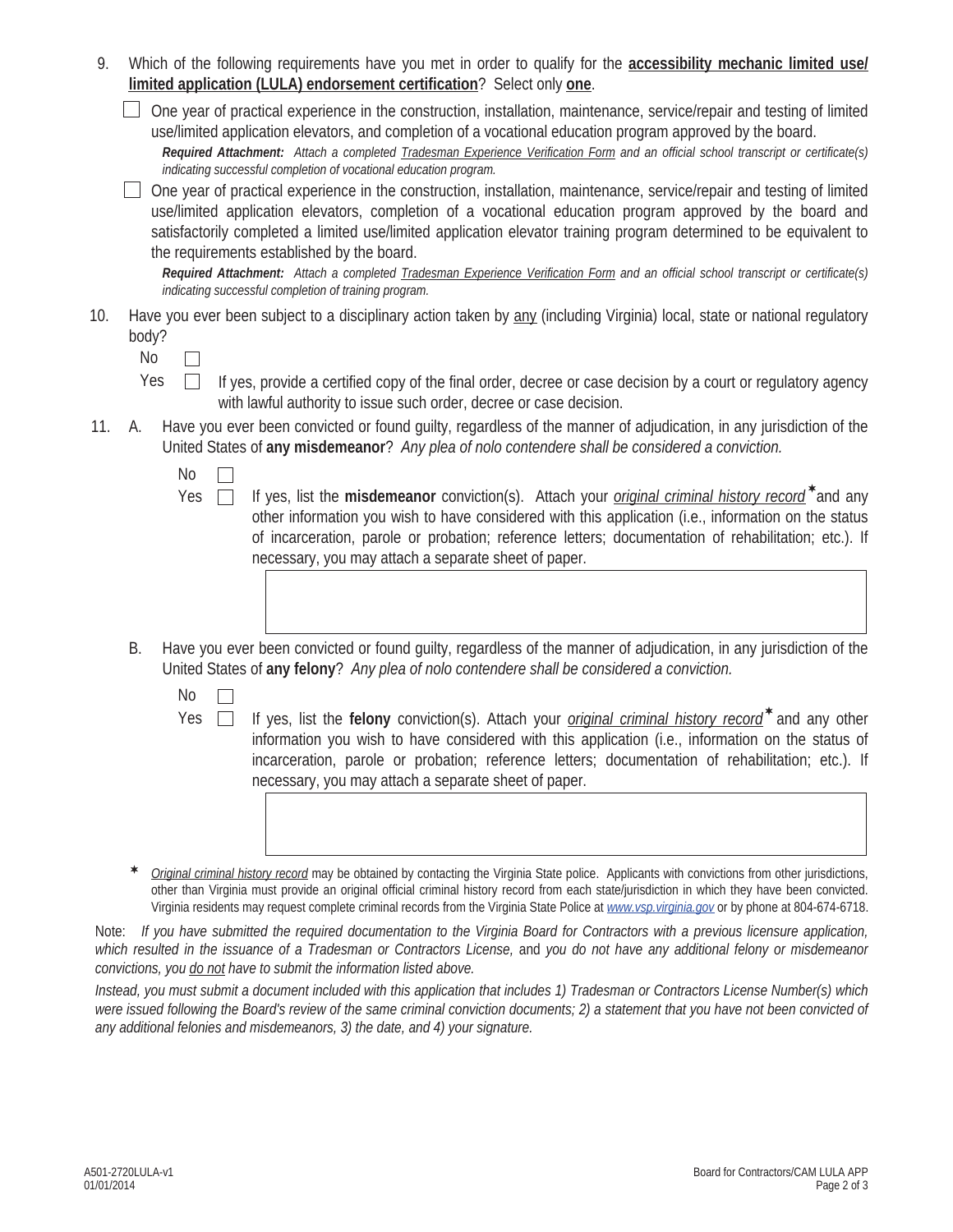9. Which of the following requirements have you met in order to qualify for the **accessibility mechanic limited use/ limited application (LULA) endorsement certification**? Select only **one**.

   ☐ One year of practical experience in the construction, installation, maintenance, service/repair and testing of limited use/limited application elevators, and completion of a vocational education program approved by the board.

   ***Required Attachment:*** *Attach a completed Tradesman Experience Verification Form and an official school transcript or certificate(s) indicating successful completion of vocational education program.*

   ☐ One year of practical experience in the construction, installation, maintenance, service/repair and testing of limited use/limited application elevators, completion of a vocational education program approved by the board and satisfactorily completed a limited use/limited application elevator training program determined to be equivalent to the requirements established by the board.

   ***Required Attachment:*** *Attach a completed Tradesman Experience Verification Form and an official school transcript or certificate(s) indicating successful completion of training program.*

10. Have you ever been subject to a disciplinary action taken by any (including Virginia) local, state or national regulatory body?

    No ☐

    Yes ☐ If yes, provide a certified copy of the final order, decree or case decision by a court or regulatory agency with lawful authority to issue such order, decree or case decision.

11. A. Have you ever been convicted or found guilty, regardless of the manner of adjudication, in any jurisdiction of the United States of **any misdemeanor**? *Any plea of nolo contendere shall be considered a conviction.*

    No ☐

    Yes ☐ If yes, list the **misdemeanor** conviction(s). Attach your *original criminal history record* * and any other information you wish to have considered with this application (i.e., information on the status of incarceration, parole or probation; reference letters; documentation of rehabilitation; etc.). If necessary, you may attach a separate sheet of paper.

    B. Have you ever been convicted or found guilty, regardless of the manner of adjudication, in any jurisdiction of the United States of **any felony**? *Any plea of nolo contendere shall be considered a conviction.*

    No ☐

    Yes ☐ If yes, list the **felony** conviction(s). Attach your *original criminal history record* * and any other information you wish to have considered with this application (i.e., information on the status of incarceration, parole or probation; reference letters; documentation of rehabilitation; etc.). If necessary, you may attach a separate sheet of paper.

\* *Original criminal history record* may be obtained by contacting the Virginia State police. Applicants with convictions from other jurisdictions, other than Virginia must provide an original official criminal history record from each state/jurisdiction in which they have been convicted. Virginia residents may request complete criminal records from the Virginia State Police at www.vsp.virginia.gov or by phone at 804-674-6718.

Note: *If you have submitted the required documentation to the Virginia Board for Contractors with a previous licensure application, which resulted in the issuance of a Tradesman or Contractors License,* and *you do not have any additional felony or misdemeanor convictions, you do not have to submit the information listed above.*

*Instead, you must submit a document included with this application that includes 1) Tradesman or Contractors License Number(s) which were issued following the Board's review of the same criminal conviction documents; 2) a statement that you have not been convicted of any additional felonies and misdemeanors, 3) the date, and 4) your signature.*

A501-2720LULA-v1
01/01/2014

Board for Contractors/CAM LULA APP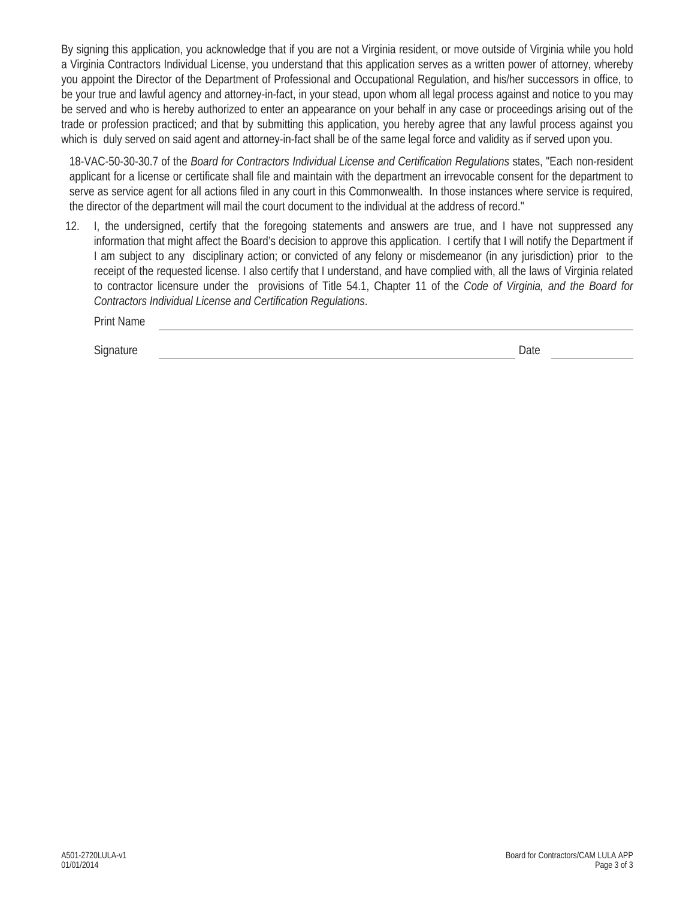By signing this application, you acknowledge that if you are not a Virginia resident, or move outside of Virginia while you hold a Virginia Contractors Individual License, you understand that this application serves as a written power of attorney, whereby you appoint the Director of the Department of Professional and Occupational Regulation, and his/her successors in office, to be your true and lawful agency and attorney-in-fact, in your stead, upon whom all legal process against and notice to you may be served and who is hereby authorized to enter an appearance on your behalf in any case or proceedings arising out of the trade or profession practiced; and that by submitting this application, you hereby agree that any lawful process against you which is duly served on said agent and attorney-in-fact shall be of the same legal force and validity as if served upon you.

18-VAC-50-30-30.7 of the *Board for Contractors Individual License and Certification Regulations* states, "Each non-resident applicant for a license or certificate shall file and maintain with the department an irrevocable consent for the department to serve as service agent for all actions filed in any court in this Commonwealth. In those instances where service is required, the director of the department will mail the court document to the individual at the address of record."

12. I, the undersigned, certify that the foregoing statements and answers are true, and I have not suppressed any information that might affect the Board's decision to approve this application. I certify that I will notify the Department if I am subject to any disciplinary action; or convicted of any felony or misdemeanor (in any jurisdiction) prior to the receipt of the requested license. I also certify that I understand, and have complied with, all the laws of Virginia related to contractor licensure under the provisions of Title 54.1, Chapter 11 of the *Code of Virginia, and the Board for Contractors Individual License and Certification Regulations*.

Print Name ______________________________________________

Signature ______________________________________________ Date ______________

A501-2720LULA-v1
01/01/2014

Board for Contractors/CAM LULA APP